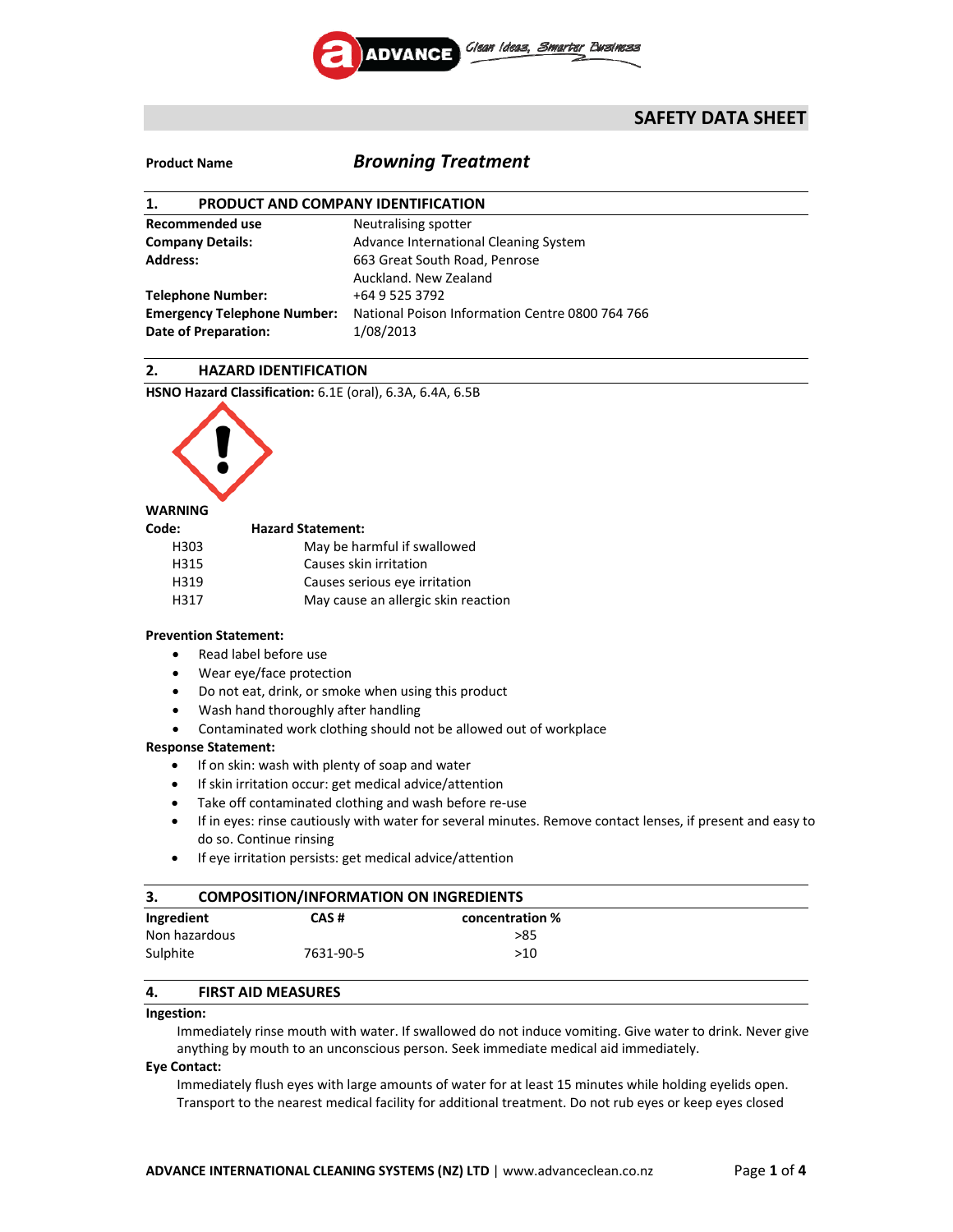# SAFETY DATA SHEET

**Product Name** ***Browning Treatment***

## 1. PRODUCT AND COMPANY IDENTIFICATION

| | |
|---|---|
| **Recommended use** | Neutralising spotter |
| **Company Details:** | Advance International Cleaning System |
| **Address:** | 663 Great South Road, Penrose<br>Auckland. New Zealand |
| **Telephone Number:** | +64 9 525 3792 |
| **Emergency Telephone Number:** | National Poison Information Centre 0800 764 766 |
| **Date of Preparation:** | 1/08/2013 |

## 2. HAZARD IDENTIFICATION

**HSNO Hazard Classification:** 6.1E (oral), 6.3A, 6.4A, 6.5B

**WARNING**

| **Code:** | **Hazard Statement:** |
|---|---|
| H303 | May be harmful if swallowed |
| H315 | Causes skin irritation |
| H319 | Causes serious eye irritation |
| H317 | May cause an allergic skin reaction |

**Prevention Statement:**

- Read label before use
- Wear eye/face protection
- Do not eat, drink, or smoke when using this product
- Wash hand thoroughly after handling
- Contaminated work clothing should not be allowed out of workplace

**Response Statement:**

- If on skin: wash with plenty of soap and water
- If skin irritation occur: get medical advice/attention
- Take off contaminated clothing and wash before re-use
- If in eyes: rinse cautiously with water for several minutes. Remove contact lenses, if present and easy to do so. Continue rinsing
- If eye irritation persists: get medical advice/attention

## 3. COMPOSITION/INFORMATION ON INGREDIENTS

| Ingredient | CAS # | concentration % |
|---|---|---|
| Non hazardous | | >85 |
| Sulphite | 7631-90-5 | >10 |

## 4. FIRST AID MEASURES

**Ingestion:**

Immediately rinse mouth with water. If swallowed do not induce vomiting. Give water to drink. Never give anything by mouth to an unconscious person. Seek immediate medical aid immediately.

**Eye Contact:**

Immediately flush eyes with large amounts of water for at least 15 minutes while holding eyelids open. Transport to the nearest medical facility for additional treatment. Do not rub eyes or keep eyes closed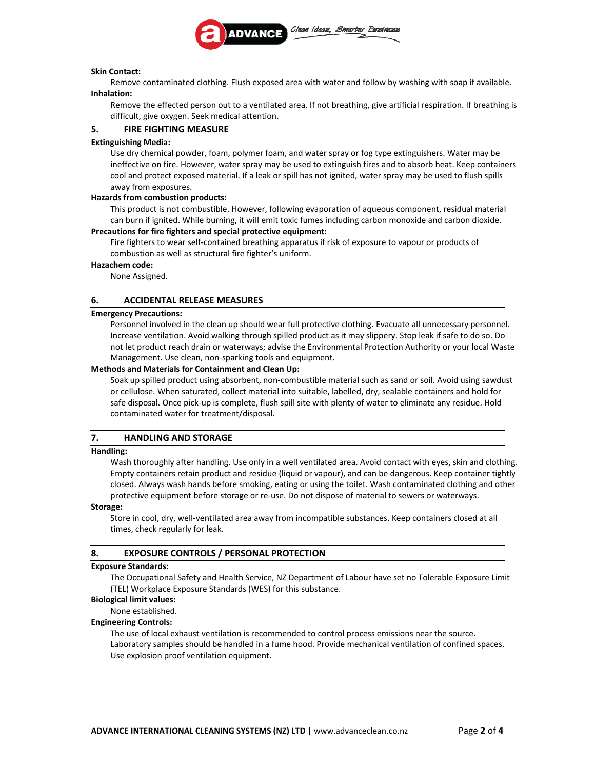**Skin Contact:**

Remove contaminated clothing. Flush exposed area with water and follow by washing with soap if available.

**Inhalation:**

Remove the effected person out to a ventilated area. If not breathing, give artificial respiration. If breathing is difficult, give oxygen. Seek medical attention.

## 5. FIRE FIGHTING MEASURE

**Extinguishing Media:**

Use dry chemical powder, foam, polymer foam, and water spray or fog type extinguishers. Water may be ineffective on fire. However, water spray may be used to extinguish fires and to absorb heat. Keep containers cool and protect exposed material. If a leak or spill has not ignited, water spray may be used to flush spills away from exposures.

**Hazards from combustion products:**

This product is not combustible. However, following evaporation of aqueous component, residual material can burn if ignited. While burning, it will emit toxic fumes including carbon monoxide and carbon dioxide.

**Precautions for fire fighters and special protective equipment:**

Fire fighters to wear self-contained breathing apparatus if risk of exposure to vapour or products of combustion as well as structural fire fighter's uniform.

**Hazachem code:**

None Assigned.

## 6. ACCIDENTAL RELEASE MEASURES

**Emergency Precautions:**

Personnel involved in the clean up should wear full protective clothing. Evacuate all unnecessary personnel. Increase ventilation. Avoid walking through spilled product as it may slippery. Stop leak if safe to do so. Do not let product reach drain or waterways; advise the Environmental Protection Authority or your local Waste Management. Use clean, non-sparking tools and equipment.

**Methods and Materials for Containment and Clean Up:**

Soak up spilled product using absorbent, non-combustible material such as sand or soil. Avoid using sawdust or cellulose. When saturated, collect material into suitable, labelled, dry, sealable containers and hold for safe disposal. Once pick-up is complete, flush spill site with plenty of water to eliminate any residue. Hold contaminated water for treatment/disposal.

## 7. HANDLING AND STORAGE

**Handling:**

Wash thoroughly after handling. Use only in a well ventilated area. Avoid contact with eyes, skin and clothing. Empty containers retain product and residue (liquid or vapour), and can be dangerous. Keep container tightly closed. Always wash hands before smoking, eating or using the toilet. Wash contaminated clothing and other protective equipment before storage or re-use. Do not dispose of material to sewers or waterways.

**Storage:**

Store in cool, dry, well-ventilated area away from incompatible substances. Keep containers closed at all times, check regularly for leak.

## 8. EXPOSURE CONTROLS / PERSONAL PROTECTION

**Exposure Standards:**

The Occupational Safety and Health Service, NZ Department of Labour have set no Tolerable Exposure Limit (TEL) Workplace Exposure Standards (WES) for this substance.

**Biological limit values:**

None established.

**Engineering Controls:**

The use of local exhaust ventilation is recommended to control process emissions near the source. Laboratory samples should be handled in a fume hood. Provide mechanical ventilation of confined spaces. Use explosion proof ventilation equipment.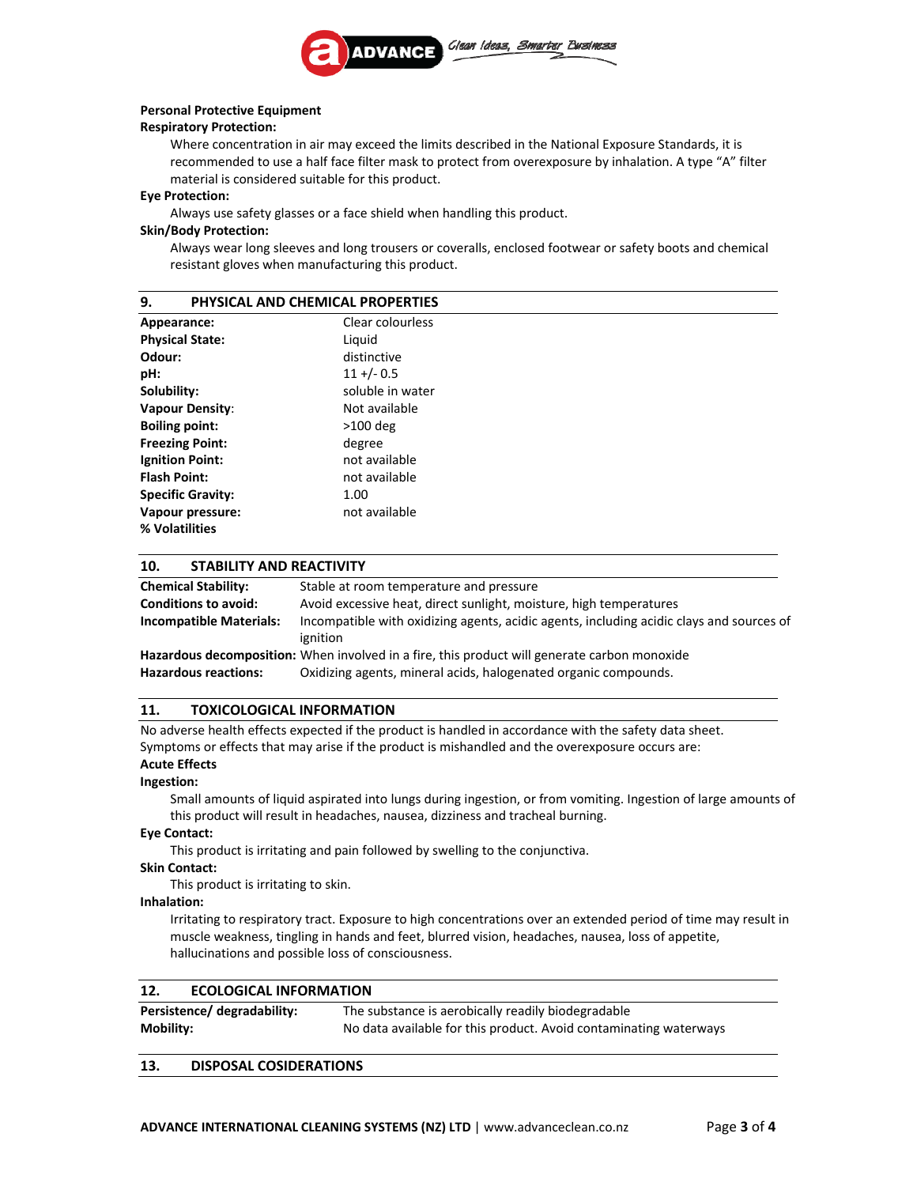**Personal Protective Equipment**

**Respiratory Protection:**

Where concentration in air may exceed the limits described in the National Exposure Standards, it is recommended to use a half face filter mask to protect from overexposure by inhalation. A type "A" filter material is considered suitable for this product.

**Eye Protection:**

Always use safety glasses or a face shield when handling this product.

**Skin/Body Protection:**

Always wear long sleeves and long trousers or coveralls, enclosed footwear or safety boots and chemical resistant gloves when manufacturing this product.

## 9. PHYSICAL AND CHEMICAL PROPERTIES

| | |
|---|---|
| **Appearance:** | Clear colourless |
| **Physical State:** | Liquid |
| **Odour:** | distinctive |
| **pH:** | 11 +/- 0.5 |
| **Solubility:** | soluble in water |
| **Vapour Density**: | Not available |
| **Boiling point:** | >100 deg |
| **Freezing Point:** | degree |
| **Ignition Point:** | not available |
| **Flash Point:** | not available |
| **Specific Gravity:** | 1.00 |
| **Vapour pressure:** | not available |
| **% Volatilities** | |

## 10. STABILITY AND REACTIVITY

| | |
|---|---|
| **Chemical Stability:** | Stable at room temperature and pressure |
| **Conditions to avoid:** | Avoid excessive heat, direct sunlight, moisture, high temperatures |
| **Incompatible Materials:** | Incompatible with oxidizing agents, acidic agents, including acidic clays and sources of ignition |
| **Hazardous decomposition:** | When involved in a fire, this product will generate carbon monoxide |
| **Hazardous reactions:** | Oxidizing agents, mineral acids, halogenated organic compounds. |

## 11. TOXICOLOGICAL INFORMATION

No adverse health effects expected if the product is handled in accordance with the safety data sheet.
Symptoms or effects that may arise if the product is mishandled and the overexposure occurs are:

**Acute Effects**

**Ingestion:**

Small amounts of liquid aspirated into lungs during ingestion, or from vomiting. Ingestion of large amounts of this product will result in headaches, nausea, dizziness and tracheal burning.

**Eye Contact:**

This product is irritating and pain followed by swelling to the conjunctiva.

**Skin Contact:**

This product is irritating to skin.

**Inhalation:**

Irritating to respiratory tract. Exposure to high concentrations over an extended period of time may result in muscle weakness, tingling in hands and feet, blurred vision, headaches, nausea, loss of appetite, hallucinations and possible loss of consciousness.

## 12. ECOLOGICAL INFORMATION

| | |
|---|---|
| **Persistence/ degradability:** | The substance is aerobically readily biodegradable |
| **Mobility:** | No data available for this product. Avoid contaminating waterways |

## 13. DISPOSAL COSIDERATIONS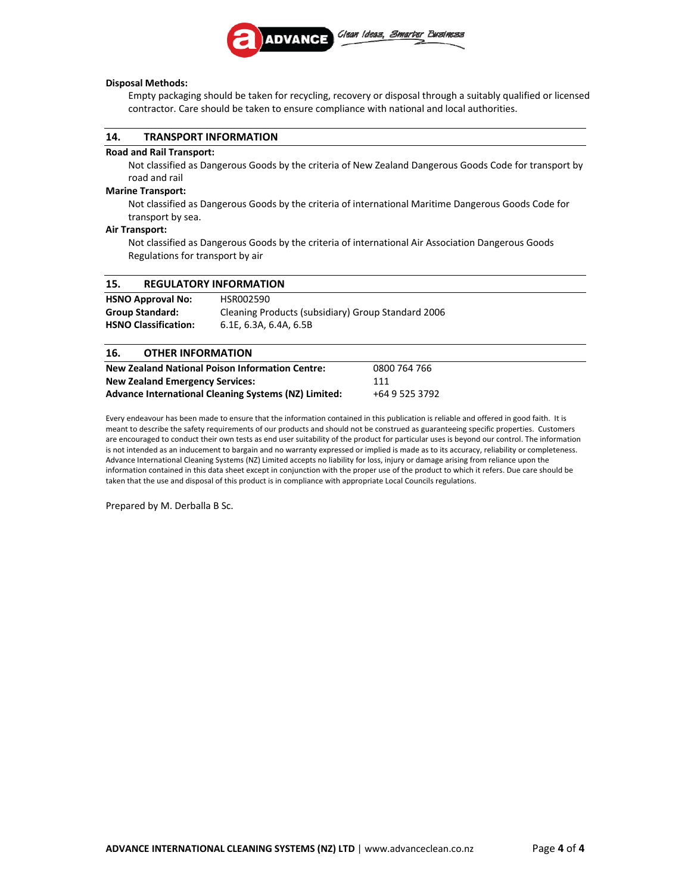**Disposal Methods:**

Empty packaging should be taken for recycling, recovery or disposal through a suitably qualified or licensed contractor. Care should be taken to ensure compliance with national and local authorities.

## 14. TRANSPORT INFORMATION

**Road and Rail Transport:**

Not classified as Dangerous Goods by the criteria of New Zealand Dangerous Goods Code for transport by road and rail

**Marine Transport:**

Not classified as Dangerous Goods by the criteria of international Maritime Dangerous Goods Code for transport by sea.

**Air Transport:**

Not classified as Dangerous Goods by the criteria of international Air Association Dangerous Goods Regulations for transport by air

## 15. REGULATORY INFORMATION

| | |
|---|---|
| **HSNO Approval No:** | HSR002590 |
| **Group Standard:** | Cleaning Products (subsidiary) Group Standard 2006 |
| **HSNO Classification:** | 6.1E, 6.3A, 6.4A, 6.5B |

## 16. OTHER INFORMATION

| | |
|---|---|
| **New Zealand National Poison Information Centre:** | 0800 764 766 |
| **New Zealand Emergency Services:** | 111 |
| **Advance International Cleaning Systems (NZ) Limited:** | +64 9 525 3792 |

Every endeavour has been made to ensure that the information contained in this publication is reliable and offered in good faith. It is meant to describe the safety requirements of our products and should not be construed as guaranteeing specific properties. Customers are encouraged to conduct their own tests as end user suitability of the product for particular uses is beyond our control. The information is not intended as an inducement to bargain and no warranty expressed or implied is made as to its accuracy, reliability or completeness. Advance International Cleaning Systems (NZ) Limited accepts no liability for loss, injury or damage arising from reliance upon the information contained in this data sheet except in conjunction with the proper use of the product to which it refers. Due care should be taken that the use and disposal of this product is in compliance with appropriate Local Councils regulations.

Prepared by M. Derballa B Sc.